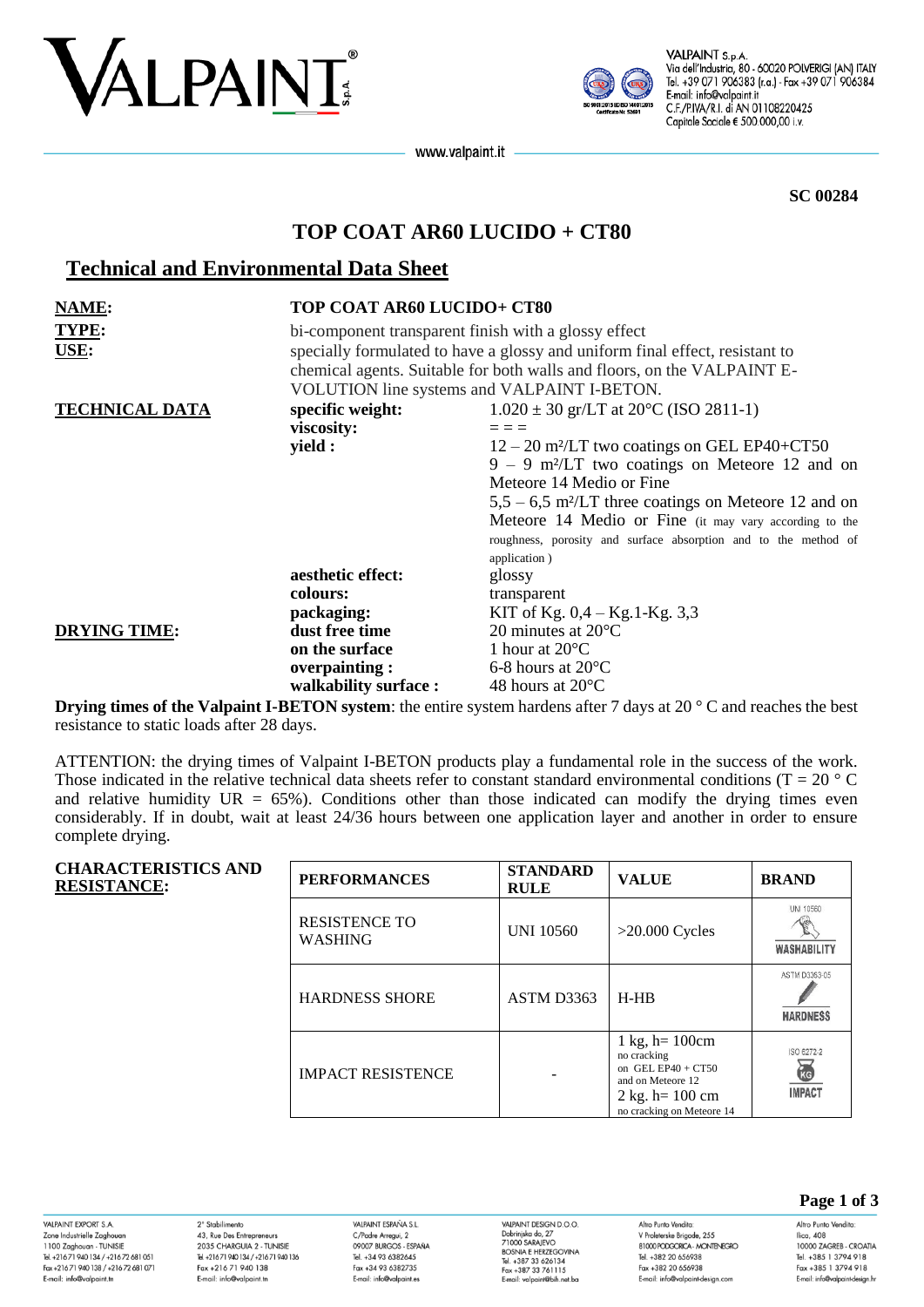SC 00284

# TOP COAT AR60 LUCIDO + CT80

## Technical and Environmental Data Sheet

**NAME:** TOP COAT AR60 LUCIDO+ CT80

**TYPE:** bi-component transparent finish with a glossy effect

**USE:** specially formulated to have a glossy and uniform final effect, resistant to chemical agents. Suitable for both walls and floors, on the VALPAINT E-VOLUTION line systems and VALPAINT I-BETON.

**TECHNICAL DATA**

| | |
|---|---|
| **specific weight:** | 1.020 ± 30 gr/LT at 20°C (ISO 2811-1) |
| **viscosity:** | = = = |
| **yield :** | 12 – 20 m²/LT two coatings on GEL EP40+CT50<br>9 – 9 m²/LT two coatings on Meteore 12 and on Meteore 14 Medio or Fine<br>5,5 – 6,5 m²/LT three coatings on Meteore 12 and on Meteore 14 Medio or Fine (it may vary according to the roughness, porosity and surface absorption and to the method of application ) |
| **aesthetic effect:** | glossy |
| **colours:** | transparent |
| **packaging:** | KIT of Kg. 0,4 – Kg.1-Kg. 3,3 |

**DRYING TIME:**

| | |
|---|---|
| **dust free time** | 20 minutes at 20°C |
| **on the surface** | 1 hour at 20°C |
| **overpainting :** | 6-8 hours at 20°C |
| **walkability surface :** | 48 hours at 20°C |

**Drying times of the Valpaint I-BETON system**: the entire system hardens after 7 days at 20 ° C and reaches the best resistance to static loads after 28 days.

ATTENTION: the drying times of Valpaint I-BETON products play a fundamental role in the success of the work. Those indicated in the relative technical data sheets refer to constant standard environmental conditions (T = 20 ° C and relative humidity UR = 65%). Conditions other than those indicated can modify the drying times even considerably. If in doubt, wait at least 24/36 hours between one application layer and another in order to ensure complete drying.

**CHARACTERISTICS AND RESISTANCE:**

| PERFORMANCES | STANDARD RULE | VALUE | BRAND |
|---|---|---|---|
| RESISTENCE TO WASHING | UNI 10560 | >20.000 Cycles | UNI 10560 WASHABILITY |
| HARDNESS SHORE | ASTM D3363 | H-HB | ASTM D3363-05 HARDNESS |
| IMPACT RESISTENCE | - | 1 kg, h= 100cm no cracking on GEL EP40 + CT50 and on Meteore 12<br>2 kg. h= 100 cm no cracking on Meteore 14 | ISO 6272-2 IMPACT |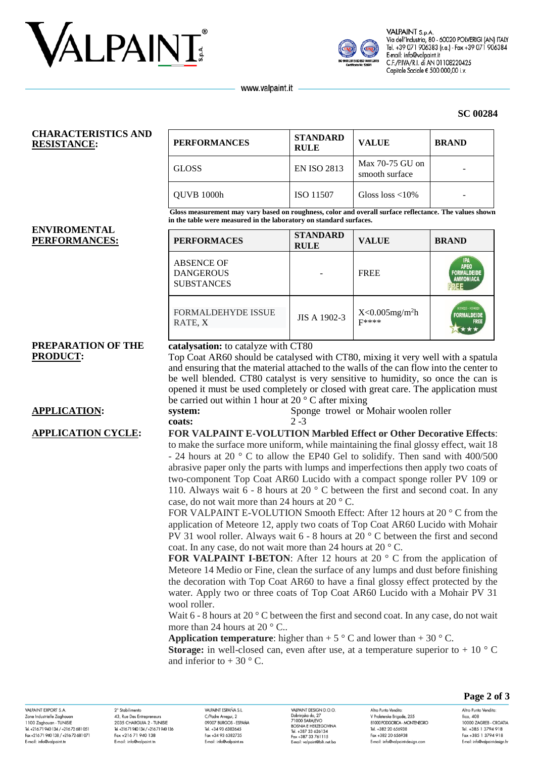SC 00284

## CHARACTERISTICS AND RESISTANCE:

| PERFORMANCES | STANDARD RULE | VALUE | BRAND |
|---|---|---|---|
| GLOSS | EN ISO 2813 | Max 70-75 GU on smooth surface | - |
| QUVB 1000h | ISO 11507 | Gloss loss <10% | - |

**Gloss measurement may vary based on roughness, color and overall surface reflectance. The values shown in the table were measured in the laboratory on standard surfaces.**

## ENVIROMENTAL PERFORMANCES:

| PERFORMACES | STANDARD RULE | VALUE | BRAND |
|---|---|---|---|
| ABSENCE OF DANGEROUS SUBSTANCES | - | FREE | IPA APEO FORMALDEIDE AMMONIACA FREE |
| FORMALDEHYDE ISSUE RATE, X | JIS A 1902-3 | $X<0.005mg/m^2h$ F**** | K1902S - K1902S FORMALDEIDE FREE ★★★★ |

## PREPARATION OF THE PRODUCT:

**catalysation:** to catalyze with CT80

Top Coat AR60 should be catalysed with CT80, mixing it very well with a spatula and ensuring that the material attached to the walls of the can flow into the center to be well blended. CT80 catalyst is very sensitive to humidity, so once the can is opened it must be used completely or closed with great care. The application must be carried out within 1 hour at 20 ° C after mixing

## APPLICATION:

**system:** Sponge trowel or Mohair woolen roller

**coats:** 2 -3

## APPLICATION CYCLE:

**FOR VALPAINT E-VOLUTION Marbled Effect or Other Decorative Effects**: to make the surface more uniform, while maintaining the final glossy effect, wait 18 - 24 hours at 20 ° C to allow the EP40 Gel to solidify. Then sand with 400/500 abrasive paper only the parts with lumps and imperfections then apply two coats of two-component Top Coat AR60 Lucido with a compact sponge roller PV 109 or 110. Always wait 6 - 8 hours at 20 ° C between the first and second coat. In any case, do not wait more than 24 hours at 20 ° C.

FOR VALPAINT E-VOLUTION Smooth Effect: After 12 hours at 20 ° C from the application of Meteore 12, apply two coats of Top Coat AR60 Lucido with Mohair PV 31 wool roller. Always wait 6 - 8 hours at 20 ° C between the first and second coat. In any case, do not wait more than 24 hours at 20 ° C.

**FOR VALPAINT I-BETON**: After 12 hours at 20 ° C from the application of Meteore 14 Medio or Fine, clean the surface of any lumps and dust before finishing the decoration with Top Coat AR60 to have a final glossy effect protected by the water. Apply two or three coats of Top Coat AR60 Lucido with a Mohair PV 31 wool roller.

Wait 6 - 8 hours at 20 ° C between the first and second coat. In any case, do not wait more than 24 hours at 20 ° C..

**Application temperature**: higher than + 5 ° C and lower than + 30 ° C.

**Storage:** in well-closed can, even after use, at a temperature superior to + 10 ° C and inferior to + 30 ° C.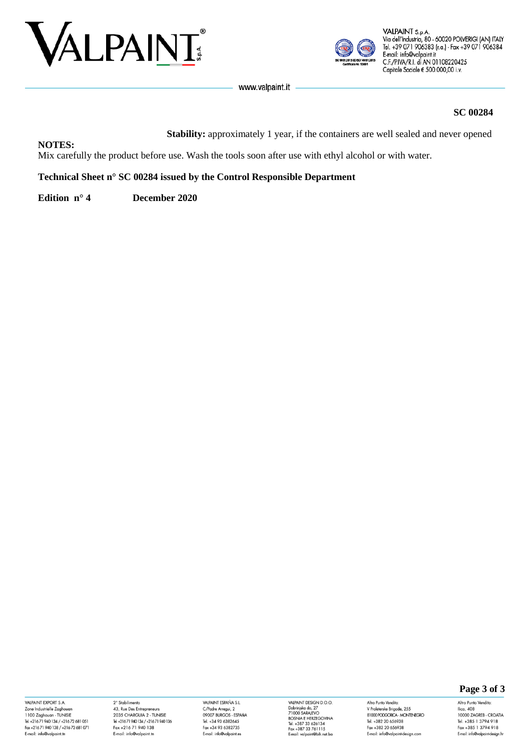**SC 00284**

**Stability:** approximately 1 year, if the containers are well sealed and never opened

**NOTES:**

Mix carefully the product before use. Wash the tools soon after use with ethyl alcohol or with water.

**Technical Sheet n° SC 00284 issued by the Control Responsible Department**

**Edition n° 4** **December 2020**